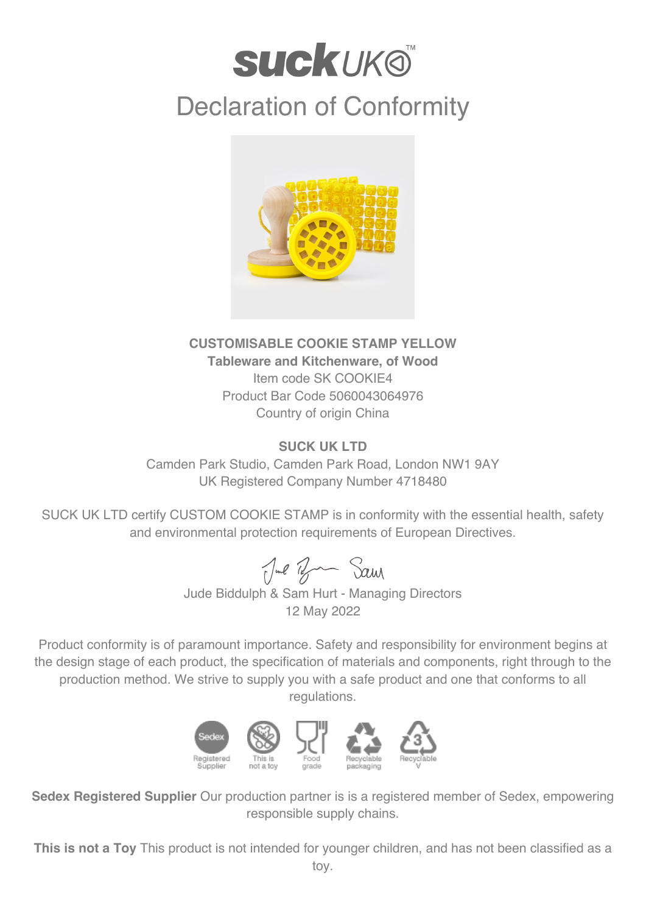# suck UK™

## Declaration of Conformity

**CUSTOMISABLE COOKIE STAMP YELLOW**
**Tableware and Kitchenware, of Wood**
Item code SK COOKIE4
Product Bar Code 5060043064976
Country of origin China

**SUCK UK LTD**
Camden Park Studio, Camden Park Road, London NW1 9AY
UK Registered Company Number 4718480

SUCK UK LTD certify CUSTOM COOKIE STAMP is in conformity with the essential health, safety and environmental protection requirements of European Directives.

Jude Biddulph & Sam Hurt - Managing Directors
12 May 2022

Product conformity is of paramount importance. Safety and responsibility for environment begins at the design stage of each product, the specification of materials and components, right through to the production method. We strive to supply you with a safe product and one that conforms to all regulations.

Sedex Registered Supplier | This is not a toy | Food grade | Recyclable packaging | Recyclable V

**Sedex Registered Supplier** Our production partner is is a registered member of Sedex, empowering responsible supply chains.

**This is not a Toy** This product is not intended for younger children, and has not been classified as a toy.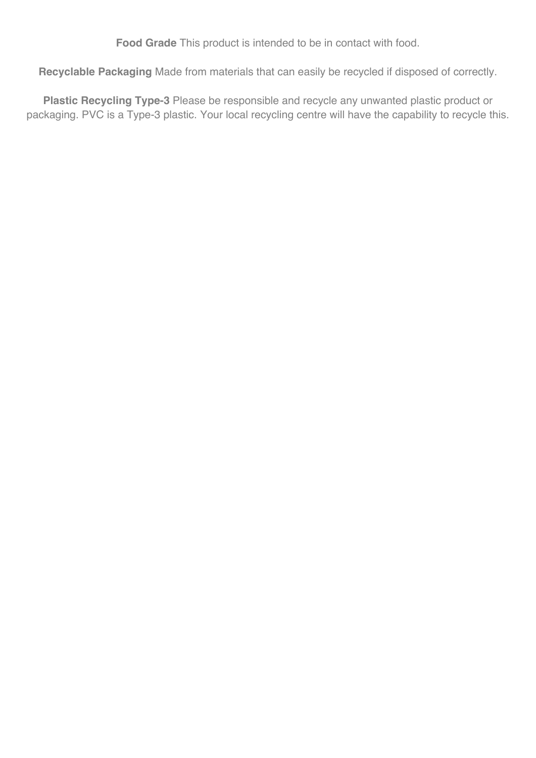**Food Grade** This product is intended to be in contact with food.

**Recyclable Packaging** Made from materials that can easily be recycled if disposed of correctly.

**Plastic Recycling Type-3** Please be responsible and recycle any unwanted plastic product or packaging. PVC is a Type-3 plastic. Your local recycling centre will have the capability to recycle this.